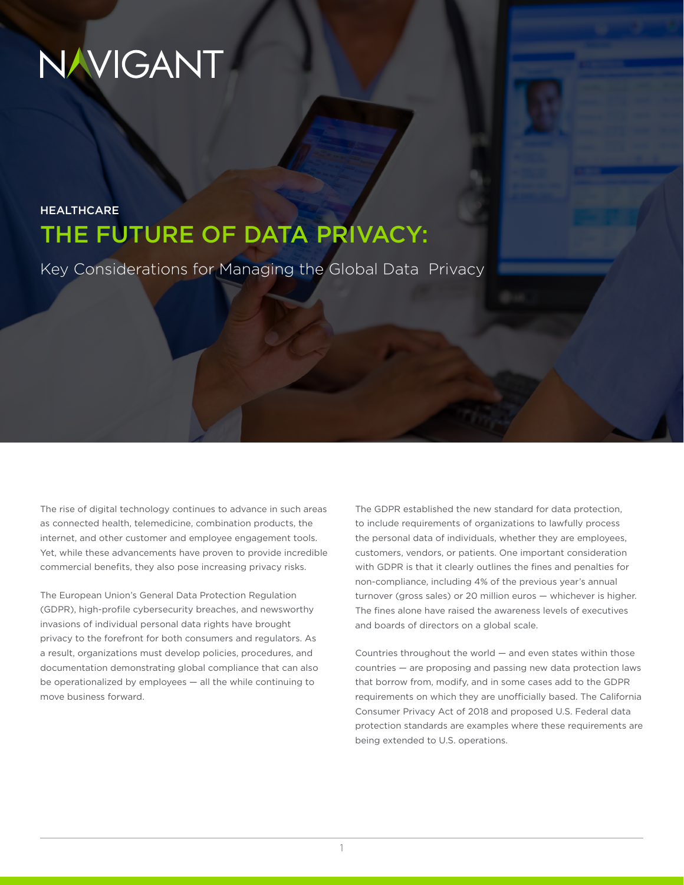NAVIGANT

HEALTHCARE

# THE FUTURE OF DATA PRIVACY:

## Key Considerations for Managing the Global Data  Privacy

The rise of digital technology continues to advance in such areas as connected health, telemedicine, combination products, the internet, and other customer and employee engagement tools. Yet, while these advancements have proven to provide incredible commercial benefits, they also pose increasing privacy risks.

The European Union's General Data Protection Regulation (GDPR), high-profile cybersecurity breaches, and newsworthy invasions of individual personal data rights have brought privacy to the forefront for both consumers and regulators. As a result, organizations must develop policies, procedures, and documentation demonstrating global compliance that can also be operationalized by employees — all the while continuing to move business forward.

The GDPR established the new standard for data protection, to include requirements of organizations to lawfully process the personal data of individuals, whether they are employees, customers, vendors, or patients. One important consideration with GDPR is that it clearly outlines the fines and penalties for non-compliance, including 4% of the previous year's annual turnover (gross sales) or 20 million euros — whichever is higher. The fines alone have raised the awareness levels of executives and boards of directors on a global scale.

Countries throughout the world — and even states within those countries — are proposing and passing new data protection laws that borrow from, modify, and in some cases add to the GDPR requirements on which they are unofficially based. The California Consumer Privacy Act of 2018 and proposed U.S. Federal data protection standards are examples where these requirements are being extended to U.S. operations.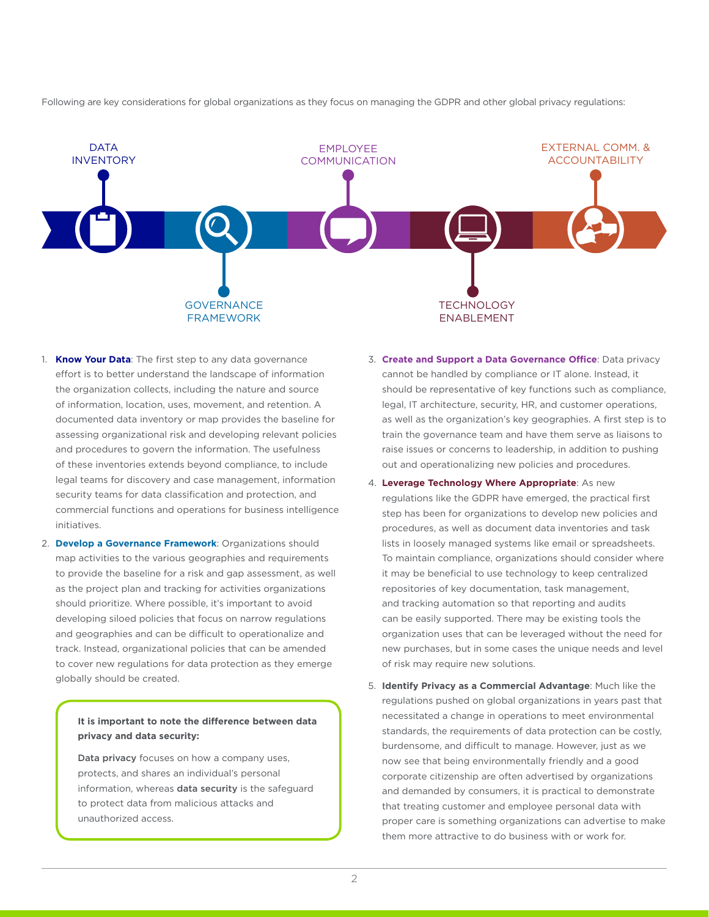Following are key considerations for global organizations as they focus on managing the GDPR and other global privacy regulations:

DATA INVENTORY

GOVERNANCE FRAMEWORK

EMPLOYEE COMMUNICATION

TECHNOLOGY ENABLEMENT

EXTERNAL COMM. & ACCOUNTABILITY

1. **Know Your Data**: The first step to any data governance effort is to better understand the landscape of information the organization collects, including the nature and source of information, location, uses, movement, and retention. A documented data inventory or map provides the baseline for assessing organizational risk and developing relevant policies and procedures to govern the information. The usefulness of these inventories extends beyond compliance, to include legal teams for discovery and case management, information security teams for data classification and protection, and commercial functions and operations for business intelligence initiatives.

2. **Develop a Governance Framework**: Organizations should map activities to the various geographies and requirements to provide the baseline for a risk and gap assessment, as well as the project plan and tracking for activities organizations should prioritize. Where possible, it's important to avoid developing siloed policies that focus on narrow regulations and geographies and can be difficult to operationalize and track. Instead, organizational policies that can be amended to cover new regulations for data protection as they emerge globally should be created.

> **It is important to note the difference between data privacy and data security:**
>
> **Data privacy** focuses on how a company uses, protects, and shares an individual's personal information, whereas **data security** is the safeguard to protect data from malicious attacks and unauthorized access.

3. **Create and Support a Data Governance Office**: Data privacy cannot be handled by compliance or IT alone. Instead, it should be representative of key functions such as compliance, legal, IT architecture, security, HR, and customer operations, as well as the organization's key geographies. A first step is to train the governance team and have them serve as liaisons to raise issues or concerns to leadership, in addition to pushing out and operationalizing new policies and procedures.

4. **Leverage Technology Where Appropriate**: As new regulations like the GDPR have emerged, the practical first step has been for organizations to develop new policies and procedures, as well as document data inventories and task lists in loosely managed systems like email or spreadsheets. To maintain compliance, organizations should consider where it may be beneficial to use technology to keep centralized repositories of key documentation, task management, and tracking automation so that reporting and audits can be easily supported. There may be existing tools the organization uses that can be leveraged without the need for new purchases, but in some cases the unique needs and level of risk may require new solutions.

5. **Identify Privacy as a Commercial Advantage**: Much like the regulations pushed on global organizations in years past that necessitated a change in operations to meet environmental standards, the requirements of data protection can be costly, burdensome, and difficult to manage. However, just as we now see that being environmentally friendly and a good corporate citizenship are often advertised by organizations and demanded by consumers, it is practical to demonstrate that treating customer and employee personal data with proper care is something organizations can advertise to make them more attractive to do business with or work for.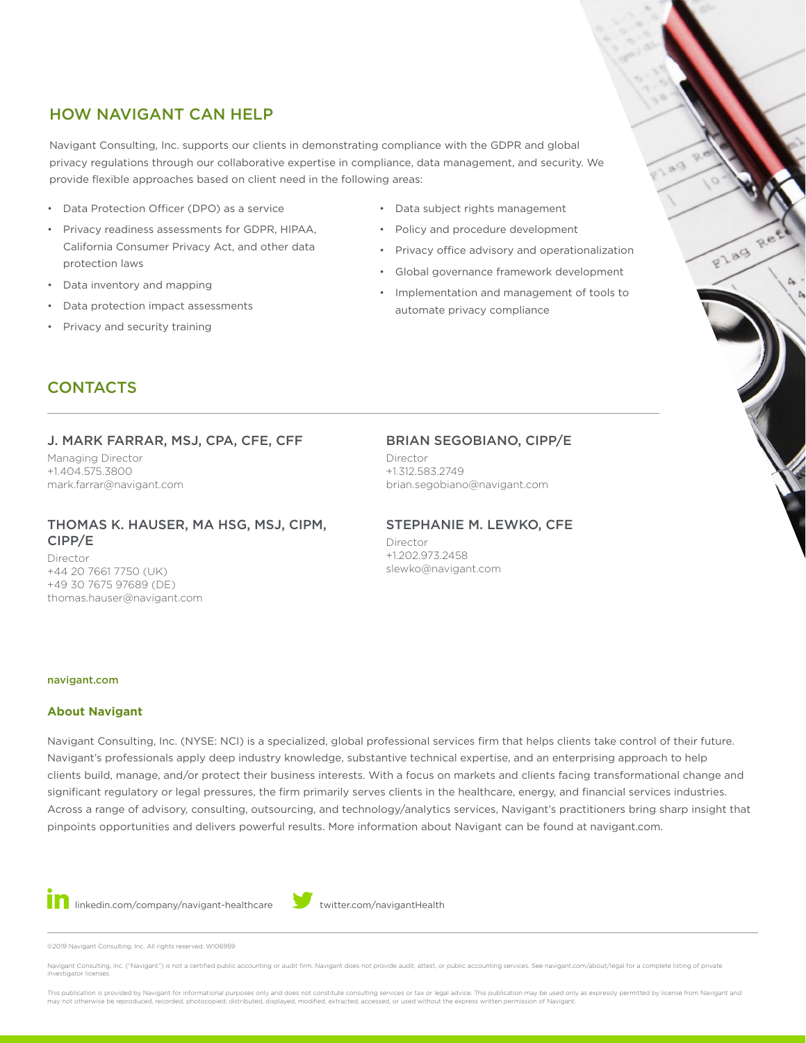## HOW NAVIGANT CAN HELP

Navigant Consulting, Inc. supports our clients in demonstrating compliance with the GDPR and global privacy regulations through our collaborative expertise in compliance, data management, and security. We provide flexible approaches based on client need in the following areas:

- Data Protection Officer (DPO) as a service
- Privacy readiness assessments for GDPR, HIPAA, California Consumer Privacy Act, and other data protection laws
- Data inventory and mapping
- Data protection impact assessments
- Privacy and security training
- Data subject rights management
- Policy and procedure development
- Privacy office advisory and operationalization
- Global governance framework development
- Implementation and management of tools to automate privacy compliance

## CONTACTS

### J. MARK FARRAR, MSJ, CPA, CFE, CFF

Managing Director
+1.404.575.3800
mark.farrar@navigant.com

### THOMAS K. HAUSER, MA HSG, MSJ, CIPM, CIPP/E

Director
+44 20 7661 7750 (UK)
+49 30 7675 97689 (DE)
thomas.hauser@navigant.com

### BRIAN SEGOBIANO, CIPP/E

Director
+1.312.583.2749
brian.segobiano@navigant.com

### STEPHANIE M. LEWKO, CFE

Director
+1.202.973.2458
slewko@navigant.com

**navigant.com**

**About Navigant**

Navigant Consulting, Inc. (NYSE: NCI) is a specialized, global professional services firm that helps clients take control of their future. Navigant's professionals apply deep industry knowledge, substantive technical expertise, and an enterprising approach to help clients build, manage, and/or protect their business interests. With a focus on markets and clients facing transformational change and significant regulatory or legal pressures, the firm primarily serves clients in the healthcare, energy, and financial services industries. Across a range of advisory, consulting, outsourcing, and technology/analytics services, Navigant's practitioners bring sharp insight that pinpoints opportunities and delivers powerful results. More information about Navigant can be found at navigant.com.

linkedin.com/company/navigant-healthcare twitter.com/navigantHealth

©2019 Navigant Consulting, Inc. All rights reserved. W106959

Navigant Consulting, Inc. ("Navigant") is not a certified public accounting or audit firm. Navigant does not provide audit, attest, or public accounting services. See navigant.com/about/legal for a complete listing of private investigator licenses.

This publication is provided by Navigant for informational purposes only and does not constitute consulting services or tax or legal advice. This publication may be used only as expressly permitted by license from Navigant and may not otherwise be reproduced, recorded, photocopied, distributed, displayed, modified, extracted, accessed, or used without the express written permission of Navigant.